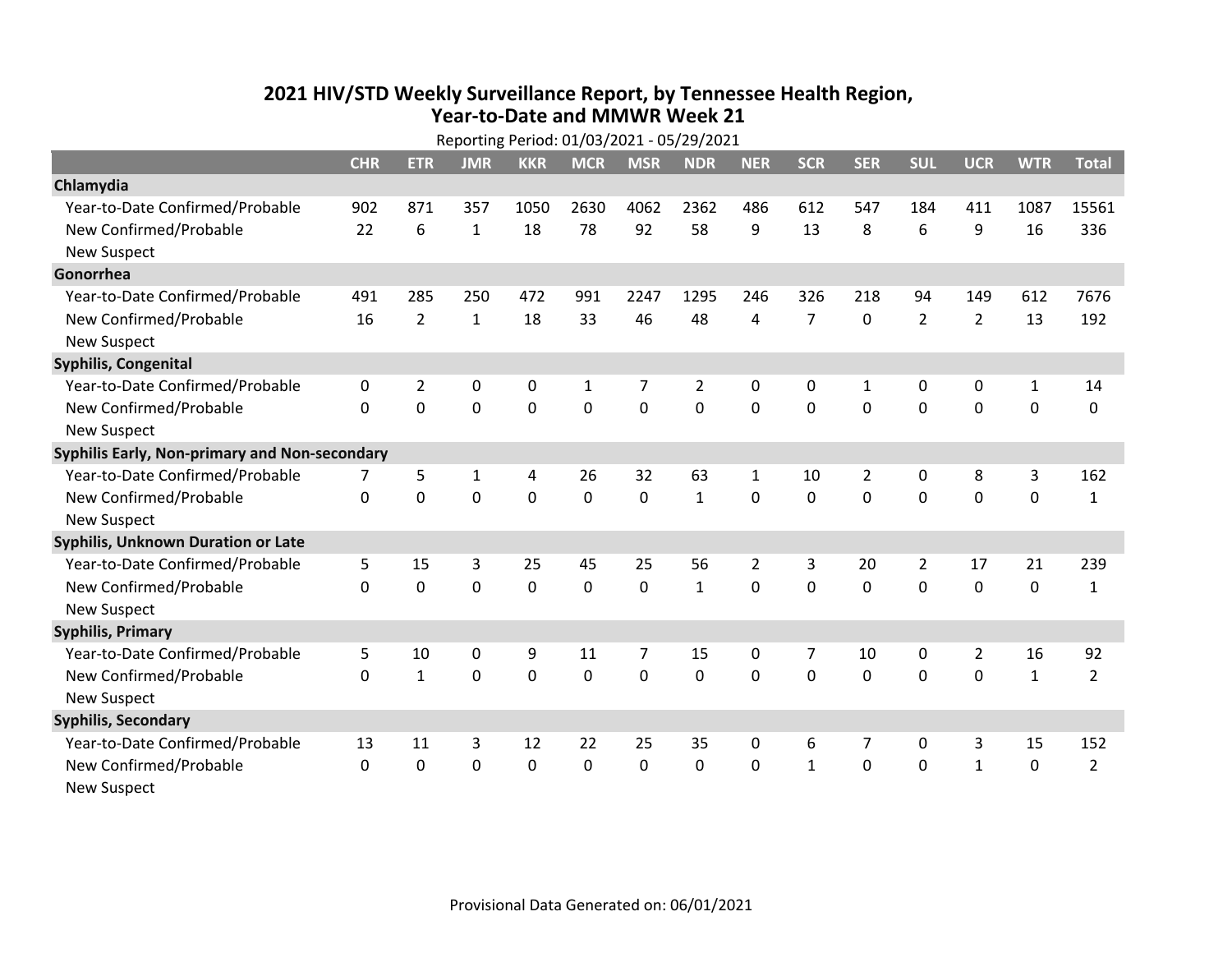# 2021 HIV/STD Weekly Surveillance Report, by Tennessee Health Region, Year-to-Date and MMWR Week 21

Reporting Period: 01/03/2021 - 05/29/2021

| | CHR | ETR | JMR | KKR | MCR | MSR | NDR | NER | SCR | SER | SUL | UCR | WTR | Total |
|---|---|---|---|---|---|---|---|---|---|---|---|---|---|---|
| **Chlamydia** | | | | | | | | | | | | | | |
| Year-to-Date Confirmed/Probable | 902 | 871 | 357 | 1050 | 2630 | 4062 | 2362 | 486 | 612 | 547 | 184 | 411 | 1087 | 15561 |
| New Confirmed/Probable | 22 | 6 | 1 | 18 | 78 | 92 | 58 | 9 | 13 | 8 | 6 | 9 | 16 | 336 |
| New Suspect | | | | | | | | | | | | | | |
| **Gonorrhea** | | | | | | | | | | | | | | |
| Year-to-Date Confirmed/Probable | 491 | 285 | 250 | 472 | 991 | 2247 | 1295 | 246 | 326 | 218 | 94 | 149 | 612 | 7676 |
| New Confirmed/Probable | 16 | 2 | 1 | 18 | 33 | 46 | 48 | 4 | 7 | 0 | 2 | 2 | 13 | 192 |
| New Suspect | | | | | | | | | | | | | | |
| **Syphilis, Congenital** | | | | | | | | | | | | | | |
| Year-to-Date Confirmed/Probable | 0 | 2 | 0 | 0 | 1 | 7 | 2 | 0 | 0 | 1 | 0 | 0 | 1 | 14 |
| New Confirmed/Probable | 0 | 0 | 0 | 0 | 0 | 0 | 0 | 0 | 0 | 0 | 0 | 0 | 0 | 0 |
| New Suspect | | | | | | | | | | | | | | |
| **Syphilis Early, Non-primary and Non-secondary** | | | | | | | | | | | | | | |
| Year-to-Date Confirmed/Probable | 7 | 5 | 1 | 4 | 26 | 32 | 63 | 1 | 10 | 2 | 0 | 8 | 3 | 162 |
| New Confirmed/Probable | 0 | 0 | 0 | 0 | 0 | 0 | 1 | 0 | 0 | 0 | 0 | 0 | 0 | 1 |
| New Suspect | | | | | | | | | | | | | | |
| **Syphilis, Unknown Duration or Late** | | | | | | | | | | | | | | |
| Year-to-Date Confirmed/Probable | 5 | 15 | 3 | 25 | 45 | 25 | 56 | 2 | 3 | 20 | 2 | 17 | 21 | 239 |
| New Confirmed/Probable | 0 | 0 | 0 | 0 | 0 | 0 | 1 | 0 | 0 | 0 | 0 | 0 | 0 | 1 |
| New Suspect | | | | | | | | | | | | | | |
| **Syphilis, Primary** | | | | | | | | | | | | | | |
| Year-to-Date Confirmed/Probable | 5 | 10 | 0 | 9 | 11 | 7 | 15 | 0 | 7 | 10 | 0 | 2 | 16 | 92 |
| New Confirmed/Probable | 0 | 1 | 0 | 0 | 0 | 0 | 0 | 0 | 0 | 0 | 0 | 0 | 1 | 2 |
| New Suspect | | | | | | | | | | | | | | |
| **Syphilis, Secondary** | | | | | | | | | | | | | | |
| Year-to-Date Confirmed/Probable | 13 | 11 | 3 | 12 | 22 | 25 | 35 | 0 | 6 | 7 | 0 | 3 | 15 | 152 |
| New Confirmed/Probable | 0 | 0 | 0 | 0 | 0 | 0 | 0 | 0 | 1 | 0 | 0 | 1 | 0 | 2 |
| New Suspect | | | | | | | | | | | | | | |

Provisional Data Generated on: 06/01/2021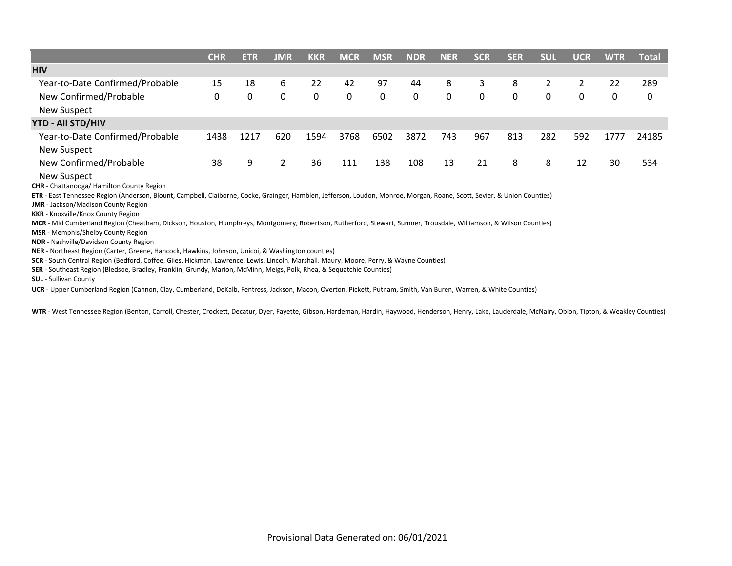| | CHR | ETR | JMR | KKR | MCR | MSR | NDR | NER | SCR | SER | SUL | UCR | WTR | Total |
|---|---|---|---|---|---|---|---|---|---|---|---|---|---|---|
| **HIV** | | | | | | | | | | | | | | |
| Year-to-Date Confirmed/Probable | 15 | 18 | 6 | 22 | 42 | 97 | 44 | 8 | 3 | 8 | 2 | 2 | 22 | 289 |
| New Confirmed/Probable | 0 | 0 | 0 | 0 | 0 | 0 | 0 | 0 | 0 | 0 | 0 | 0 | 0 | 0 |
| New Suspect | | | | | | | | | | | | | | |
| **YTD - All STD/HIV** | | | | | | | | | | | | | | |
| Year-to-Date Confirmed/Probable | 1438 | 1217 | 620 | 1594 | 3768 | 6502 | 3872 | 743 | 967 | 813 | 282 | 592 | 1777 | 24185 |
| New Suspect | | | | | | | | | | | | | | |
| New Confirmed/Probable | 38 | 9 | 2 | 36 | 111 | 138 | 108 | 13 | 21 | 8 | 8 | 12 | 30 | 534 |
| New Suspect | | | | | | | | | | | | | | |

**CHR** - Chattanooga/ Hamilton County Region

**ETR** - East Tennessee Region (Anderson, Blount, Campbell, Claiborne, Cocke, Grainger, Hamblen, Jefferson, Loudon, Monroe, Morgan, Roane, Scott, Sevier, & Union Counties)

**JMR** - Jackson/Madison County Region

**KKR** - Knoxville/Knox County Region

**MCR** - Mid Cumberland Region (Cheatham, Dickson, Houston, Humphreys, Montgomery, Robertson, Rutherford, Stewart, Sumner, Trousdale, Williamson, & Wilson Counties)

**MSR** - Memphis/Shelby County Region

**NDR** - Nashville/Davidson County Region

**NER** - Northeast Region (Carter, Greene, Hancock, Hawkins, Johnson, Unicoi, & Washington counties)

**SCR** - South Central Region (Bedford, Coffee, Giles, Hickman, Lawrence, Lewis, Lincoln, Marshall, Maury, Moore, Perry, & Wayne Counties)

**SER** - Southeast Region (Bledsoe, Bradley, Franklin, Grundy, Marion, McMinn, Meigs, Polk, Rhea, & Sequatchie Counties)

**SUL** - Sullivan County

**UCR** - Upper Cumberland Region (Cannon, Clay, Cumberland, DeKalb, Fentress, Jackson, Macon, Overton, Pickett, Putnam, Smith, Van Buren, Warren, & White Counties)

**WTR** - West Tennessee Region (Benton, Carroll, Chester, Crockett, Decatur, Dyer, Fayette, Gibson, Hardeman, Hardin, Haywood, Henderson, Henry, Lake, Lauderdale, McNairy, Obion, Tipton, & Weakley Counties)

Provisional Data Generated on: 06/01/2021